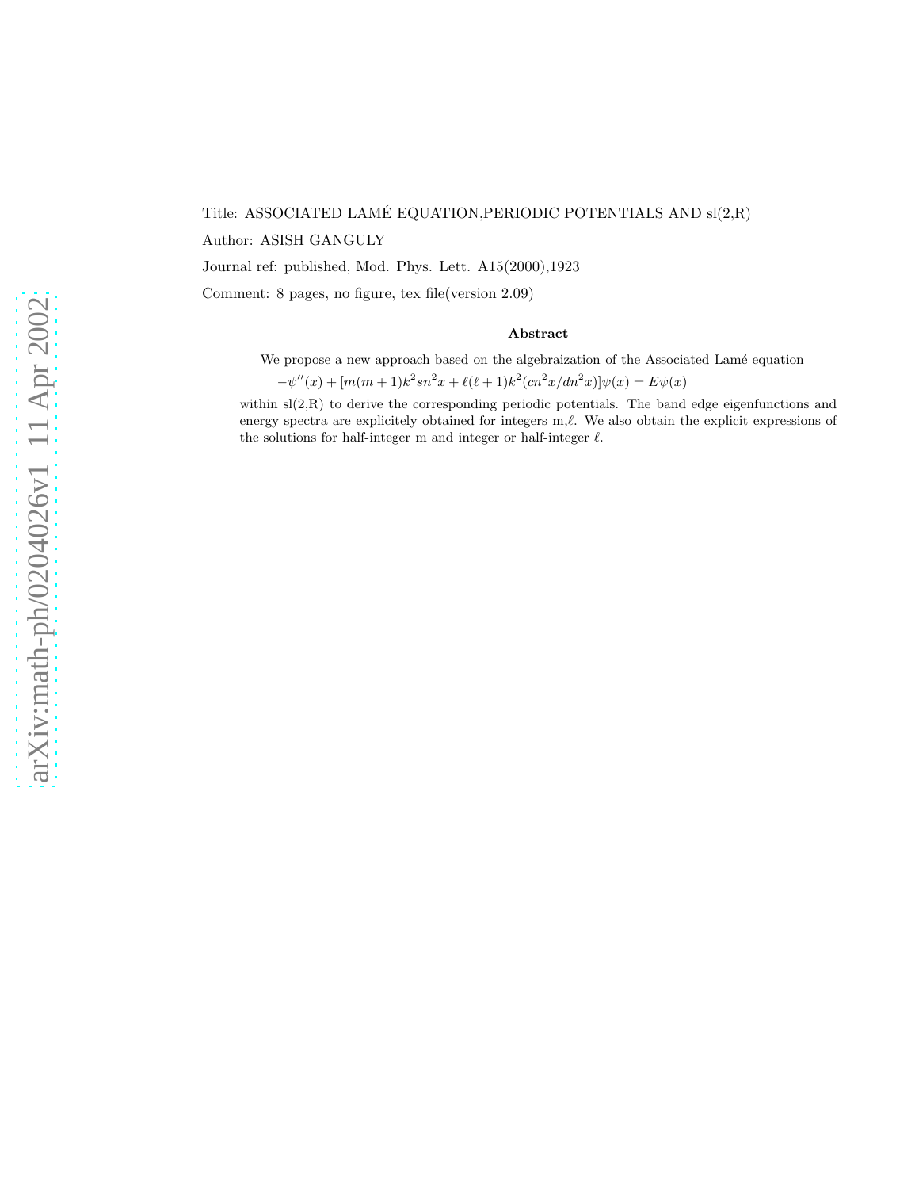Title: ASSOCIATED LAMÉ EQUATION,PERIODIC POTENTIALS AND sl(2,R)

Author: ASISH GANGULY

Journal ref: published, Mod. Phys. Lett. A15(2000),1923

Comment: 8 pages, no figure, tex file(version 2.09)

### Abstract

We propose a new approach based on the algebraization of the Associated Lamé equation

$$-\psi''(x) + [m(m+1)k^2 sn^2 x + \ell(\ell+1)k^2(cn^2 x/dn^2 x)]\psi(x) = E\psi(x)$$

within sl(2,R) to derive the corresponding periodic potentials. The band edge eigenfunctions and energy spectra are explicitely obtained for integers m,$\ell$. We also obtain the explicit expressions of the solutions for half-integer m and integer or half-integer $\ell$.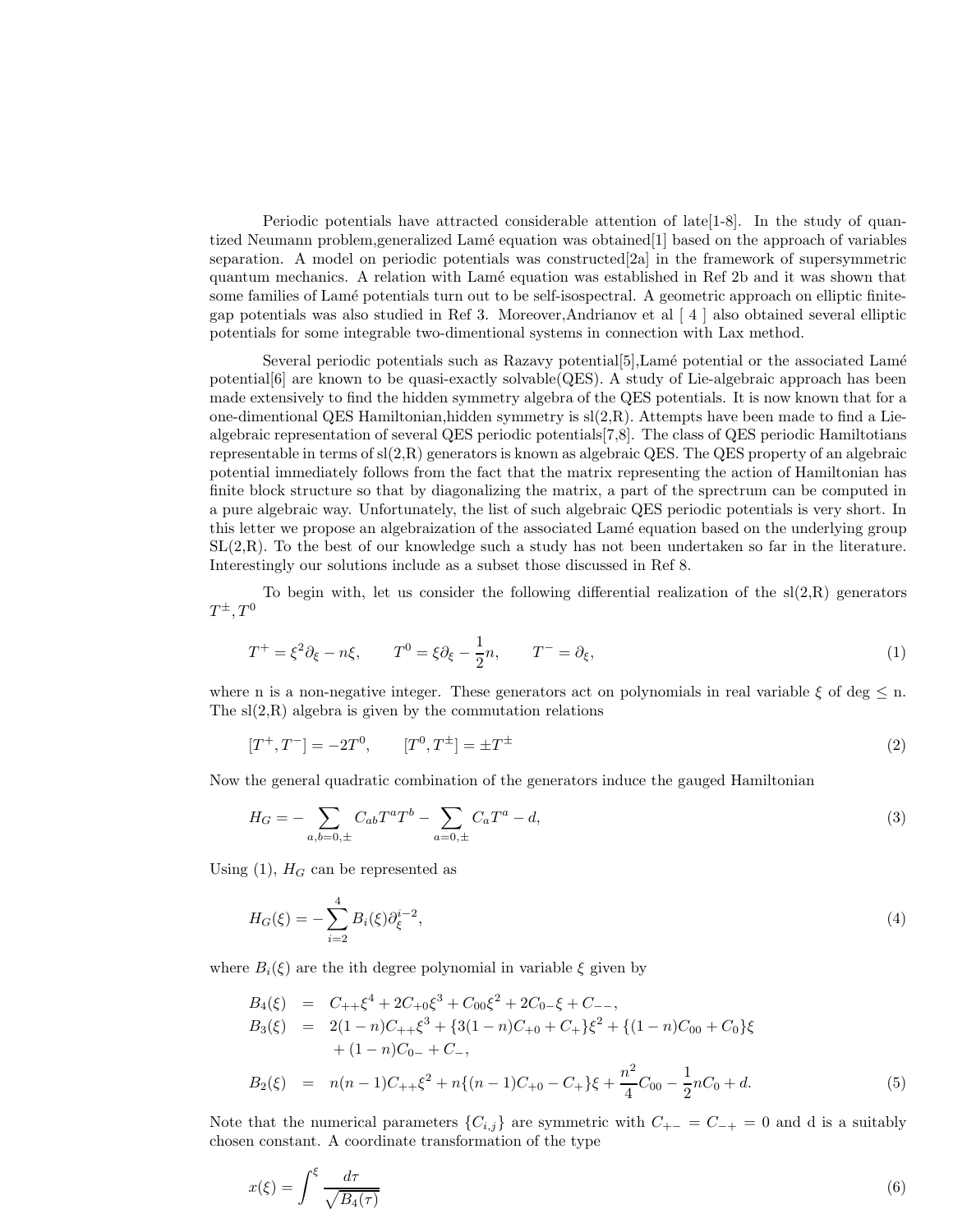Periodic potentials have attracted considerable attention of late[1-8]. In the study of quantized Neumann problem,generalized Lamé equation was obtained[1] based on the approach of variables separation. A model on periodic potentials was constructed[2a] in the framework of supersymmetric quantum mechanics. A relation with Lamé equation was established in Ref 2b and it was shown that some families of Lamé potentials turn out to be self-isospectral. A geometric approach on elliptic finite-gap potentials was also studied in Ref 3. Moreover,Andrianov et al [ 4 ] also obtained several elliptic potentials for some integrable two-dimentional systems in connection with Lax method.

Several periodic potentials such as Razavy potential[5],Lamé potential or the associated Lamé potential[6] are known to be quasi-exactly solvable(QES). A study of Lie-algebraic approach has been made extensively to find the hidden symmetry algebra of the QES potentials. It is now known that for a one-dimentional QES Hamiltonian,hidden symmetry is sl(2,R). Attempts have been made to find a Lie-algebraic representation of several QES periodic potentials[7,8]. The class of QES periodic Hamiltotians representable in terms of sl(2,R) generators is known as algebraic QES. The QES property of an algebraic potential immediately follows from the fact that the matrix representing the action of Hamiltonian has finite block structure so that by diagonalizing the matrix, a part of the spectrum can be computed in a pure algebraic way. Unfortunately, the list of such algebraic QES periodic potentials is very short. In this letter we propose an algebraization of the associated Lamé equation based on the underlying group SL(2,R). To the best of our knowledge such a study has not been undertaken so far in the literature. Interestingly our solutions include as a subset those discussed in Ref 8.

To begin with, let us consider the following differential realization of the sl(2,R) generators $T^{\pm}, T^0$

$$T^+ = \xi^2\partial_\xi - n\xi, \qquad T^0 = \xi\partial_\xi - \frac{1}{2}n, \qquad T^- = \partial_\xi, \tag{1}$$

where n is a non-negative integer. These generators act on polynomials in real variable $\xi$ of deg $\leq$ n. The sl(2,R) algebra is given by the commutation relations

$$[T^+, T^-] = -2T^0, \qquad [T^0, T^{\pm}] = \pm T^{\pm} \tag{2}$$

Now the general quadratic combination of the generators induce the gauged Hamiltonian

$$H_G = -\sum_{a,b=0,\pm} C_{ab}T^aT^b - \sum_{a=0,\pm} C_aT^a - d, \tag{3}$$

Using (1), $H_G$ can be represented as

$$H_G(\xi) = -\sum_{i=2}^{4} B_i(\xi)\partial_\xi^{i-2}, \tag{4}$$

where $B_i(\xi)$ are the ith degree polynomial in variable $\xi$ given by

$$\begin{aligned}
B_4(\xi) &= C_{++}\xi^4 + 2C_{+0}\xi^3 + C_{00}\xi^2 + 2C_{0-}\xi + C_{--}, \\
B_3(\xi) &= 2(1-n)C_{++}\xi^3 + \{3(1-n)C_{+0} + C_+\}\xi^2 + \{(1-n)C_{00} + C_0\}\xi \\
&\quad + (1-n)C_{0-} + C_-, \\
B_2(\xi) &= n(n-1)C_{++}\xi^2 + n\{(n-1)C_{+0} - C_+\}\xi + \frac{n^2}{4}C_{00} - \frac{1}{2}nC_0 + d.
\end{aligned} \tag{5}$$

Note that the numerical parameters $\{C_{i,j}\}$ are symmetric with $C_{+-} = C_{-+} = 0$ and d is a suitably chosen constant. A coordinate transformation of the type

$$x(\xi) = \int^{\xi} \frac{d\tau}{\sqrt{B_4(\tau)}} \tag{6}$$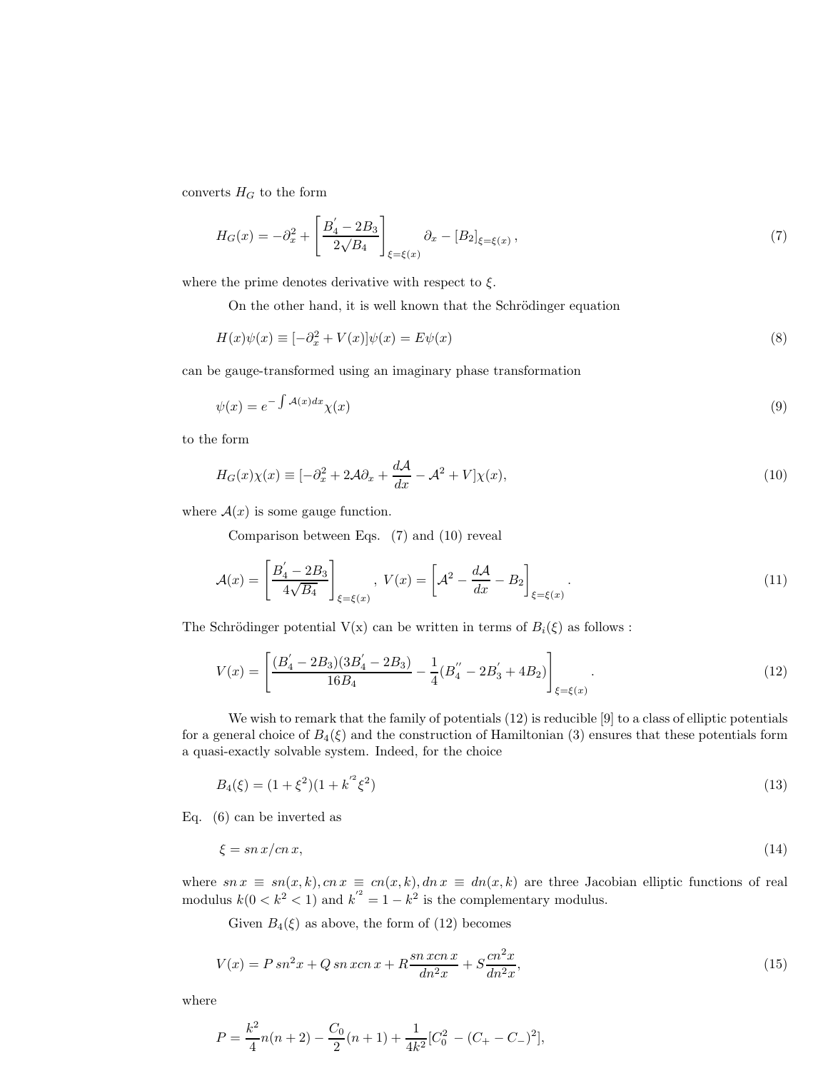converts $H_G$ to the form

$$H_G(x) = -\partial_x^2 + \left[\frac{B_4^{'} - 2B_3}{2\sqrt{B_4}}\right]_{\xi=\xi(x)} \partial_x - [B_2]_{\xi=\xi(x)}\,, \tag{7}$$

where the prime denotes derivative with respect to $\xi$.

On the other hand, it is well known that the Schrödinger equation

$$H(x)\psi(x) \equiv [-\partial_x^2 + V(x)]\psi(x) = E\psi(x) \tag{8}$$

can be gauge-transformed using an imaginary phase transformation

$$\psi(x) = e^{-\int \mathcal{A}(x)dx}\chi(x) \tag{9}$$

to the form

$$H_G(x)\chi(x) \equiv [-\partial_x^2 + 2\mathcal{A}\partial_x + \frac{d\mathcal{A}}{dx} - \mathcal{A}^2 + V]\chi(x), \tag{10}$$

where $\mathcal{A}(x)$ is some gauge function.

Comparison between Eqs. (7) and (10) reveal

$$\mathcal{A}(x) = \left[\frac{B_4^{'} - 2B_3}{4\sqrt{B_4}}\right]_{\xi=\xi(x)},\ V(x) = \left[\mathcal{A}^2 - \frac{d\mathcal{A}}{dx} - B_2\right]_{\xi=\xi(x)}. \tag{11}$$

The Schrödinger potential V(x) can be written in terms of $B_i(\xi)$ as follows :

$$V(x) = \left[\frac{(B_4^{'} - 2B_3)(3B_4^{'} - 2B_3)}{16B_4} - \frac{1}{4}(B_4^{''} - 2B_3^{'} + 4B_2)\right]_{\xi=\xi(x)}. \tag{12}$$

We wish to remark that the family of potentials (12) is reducible [9] to a class of elliptic potentials for a general choice of $B_4(\xi)$ and the construction of Hamiltonian (3) ensures that these potentials form a quasi-exactly solvable system. Indeed, for the choice

$$B_4(\xi) = (1+\xi^2)(1+k^{'2}\xi^2) \tag{13}$$

Eq. (6) can be inverted as

$$\xi = sn\,x/cn\,x, \tag{14}$$

where $sn\,x \equiv sn(x,k), cn\,x \equiv cn(x,k), dn\,x \equiv dn(x,k)$ are three Jacobian elliptic functions of real modulus $k(0 < k^2 < 1)$ and $k^{'2} = 1 - k^2$ is the complementary modulus.

Given $B_4(\xi)$ as above, the form of (12) becomes

$$V(x) = P\,sn^2x + Q\,sn\,xcn\,x + R\frac{sn\,xcn\,x}{dn^2x} + S\frac{cn^2x}{dn^2x}, \tag{15}$$

where

$$P = \frac{k^2}{4}n(n+2) - \frac{C_0}{2}(n+1) + \frac{1}{4k^2}[C_0^2 - (C_+ - C_-)^2],$$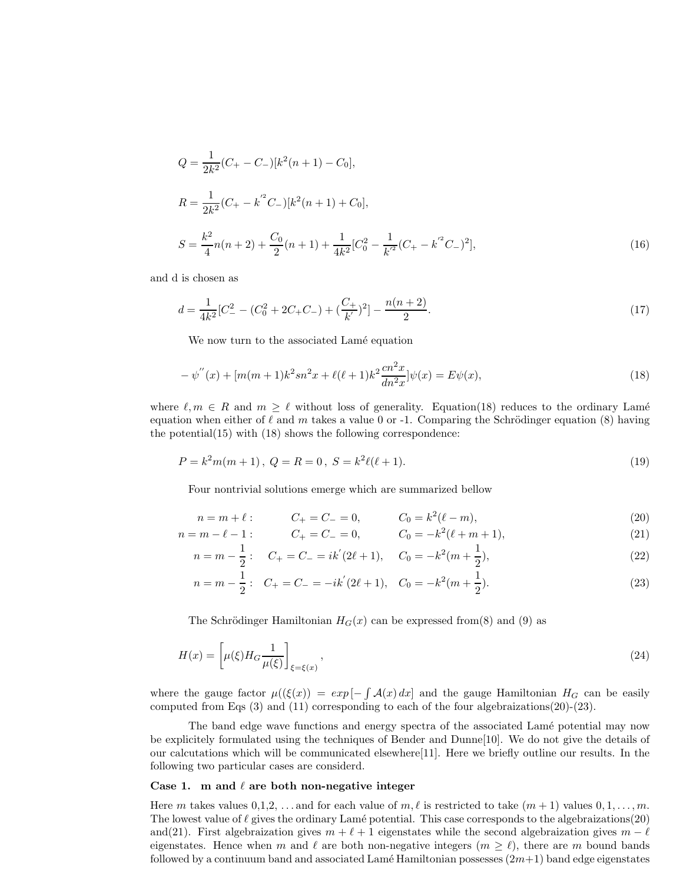$$
Q = \frac{1}{2k^2}(C_+ - C_-)[k^2(n+1) - C_0],
$$

$$
R = \frac{1}{2k^2}(C_+ - k^{'2}C_-)[k^2(n+1) + C_0],
$$

$$
S = \frac{k^2}{4}n(n+2) + \frac{C_0}{2}(n+1) + \frac{1}{4k^2}[C_0^2 - \frac{1}{k^{'2}}(C_+ - k^{'2}C_-)^2], \tag{16}
$$

and d is chosen as

$$
d = \frac{1}{4k^2}[C_-^2 - (C_0^2 + 2C_+C_-) + (\frac{C_+}{k^{'}})^2] - \frac{n(n+2)}{2}. \tag{17}
$$

We now turn to the associated Lamé equation

$$
-\psi^{''}(x) + [m(m+1)k^2 sn^2 x + \ell(\ell+1)k^2 \frac{cn^2 x}{dn^2 x}]\psi(x) = E\psi(x), \tag{18}
$$

where $\ell, m \in R$ and $m \geq \ell$ without loss of generality. Equation(18) reduces to the ordinary Lamé equation when either of $\ell$ and $m$ takes a value 0 or -1. Comparing the Schrödinger equation (8) having the potential(15) with (18) shows the following correspondence:

$$
P = k^2 m(m+1)\,,\; Q = R = 0\,,\; S = k^2\ell(\ell+1). \tag{19}
$$

Four nontrivial solutions emerge which are summarized bellow

$$
n = m + \ell: \qquad C_+ = C_- = 0, \qquad C_0 = k^2(\ell - m), \tag{20}
$$

$$
n = m - \ell - 1: \qquad C_+ = C_- = 0, \qquad C_0 = -k^2(\ell + m + 1), \tag{21}
$$

$$
n = m - \frac{1}{2}: \quad C_+ = C_- = ik^{'}(2\ell + 1), \quad C_0 = -k^2(m + \frac{1}{2}), \tag{22}
$$

$$
n = m - \frac{1}{2}: \quad C_+ = C_- = -ik^{'}(2\ell + 1), \quad C_0 = -k^2(m + \frac{1}{2}). \tag{23}
$$

The Schrödinger Hamiltonian $H_G(x)$ can be expressed from(8) and (9) as

$$
H(x) = \left[\mu(\xi) H_G \frac{1}{\mu(\xi)}\right]_{\xi = \xi(x)}, \tag{24}
$$

where the gauge factor $\mu((\xi(x)) = exp\,[-\int \mathcal{A}(x)\,dx]$ and the gauge Hamiltonian $H_G$ can be easily computed from Eqs (3) and (11) corresponding to each of the four algebraizations(20)-(23).

The band edge wave functions and energy spectra of the associated Lamé potential may now be explicitely formulated using the techniques of Bender and Dunne[10]. We do not give the details of our calcutations which will be communicated elsewhere[11]. Here we briefly outline our results. In the following two particular cases are considerd.

**Case 1. m and $\ell$ are both non-negative integer**

Here $m$ takes values 0,1,2, ... and for each value of $m, \ell$ is restricted to take $(m+1)$ values $0, 1, \ldots, m$. The lowest value of $\ell$ gives the ordinary Lamé potential. This case corresponds to the algebraizations(20) and(21). First algebraization gives $m + \ell + 1$ eigenstates while the second algebraization gives $m - \ell$ eigenstates. Hence when $m$ and $\ell$ are both non-negative integers $(m \geq \ell)$, there are $m$ bound bands followed by a continuum band and associated Lamé Hamiltonian possesses $(2m+1)$ band edge eigenstates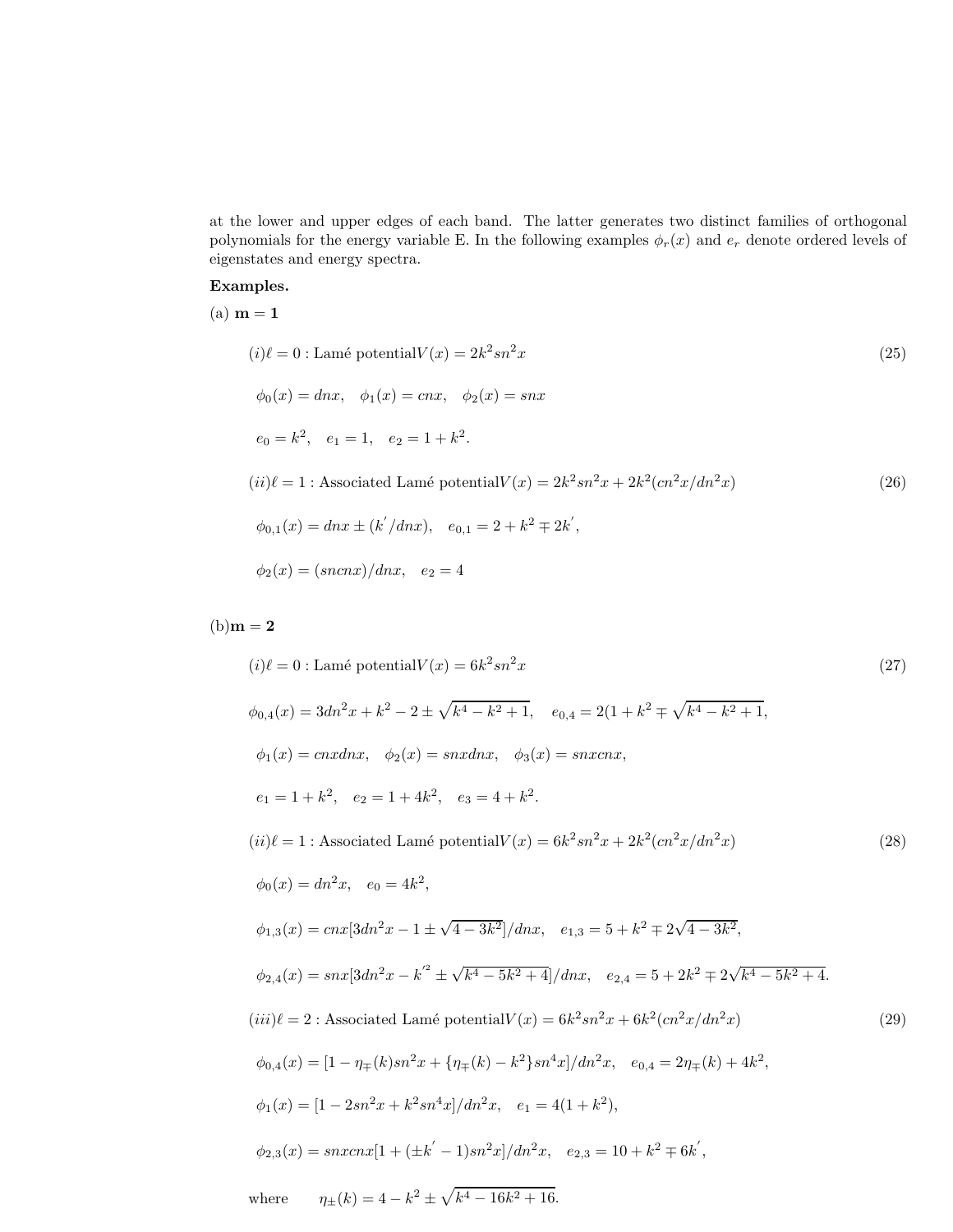at the lower and upper edges of each band. The latter generates two distinct families of orthogonal polynomials for the energy variable E. In the following examples $\phi_r(x)$ and $e_r$ denote ordered levels of eigenstates and energy spectra.

**Examples.**

(a) $\mathbf{m=1}$

$$(i)\ell = 0 : \text{Lamé potential} V(x) = 2k^2 sn^2 x \tag{25}$$

$$\phi_0(x) = dnx, \quad \phi_1(x) = cnx, \quad \phi_2(x) = snx$$

$$e_0 = k^2, \quad e_1 = 1, \quad e_2 = 1 + k^2.$$

$$(ii)\ell = 1 : \text{Associated Lamé potential} V(x) = 2k^2 sn^2 x + 2k^2 (cn^2 x/dn^2 x) \tag{26}$$

$$\phi_{0,1}(x) = dnx \pm (k^{'}/dnx), \quad e_{0,1} = 2 + k^2 \mp 2k^{'},$$

$$\phi_2(x) = (sncnx)/dnx, \quad e_2 = 4$$

(b) $\mathbf{m=2}$

$$(i)\ell = 0 : \text{Lamé potential} V(x) = 6k^2 sn^2 x \tag{27}$$

$$\phi_{0,4}(x) = 3dn^2 x + k^2 - 2 \pm \sqrt{k^4 - k^2 + 1}, \quad e_{0,4} = 2(1 + k^2 \mp \sqrt{k^4 - k^2 + 1},$$

$$\phi_1(x) = cnxdnx, \quad \phi_2(x) = snxdnx, \quad \phi_3(x) = snxcnx,$$

$$e_1 = 1 + k^2, \quad e_2 = 1 + 4k^2, \quad e_3 = 4 + k^2.$$

$$(ii)\ell = 1 : \text{Associated Lamé potential} V(x) = 6k^2 sn^2 x + 2k^2 (cn^2 x/dn^2 x) \tag{28}$$

$$\phi_0(x) = dn^2 x, \quad e_0 = 4k^2,$$

$$\phi_{1,3}(x) = cnx[3dn^2 x - 1 \pm \sqrt{4 - 3k^2}]/dnx, \quad e_{1,3} = 5 + k^2 \mp 2\sqrt{4 - 3k^2},$$

$$\phi_{2,4}(x) = snx[3dn^2 x - k^{'^2} \pm \sqrt{k^4 - 5k^2 + 4}]/dnx, \quad e_{2,4} = 5 + 2k^2 \mp 2\sqrt{k^4 - 5k^2 + 4}.$$

$$(iii)\ell = 2 : \text{Associated Lamé potential} V(x) = 6k^2 sn^2 x + 6k^2 (cn^2 x/dn^2 x) \tag{29}$$

$$\phi_{0,4}(x) = [1 - \eta_{\mp}(k) sn^2 x + \{\eta_{\mp}(k) - k^2\} sn^4 x]/dn^2 x, \quad e_{0,4} = 2\eta_{\mp}(k) + 4k^2,$$

$$\phi_1(x) = [1 - 2sn^2 x + k^2 sn^4 x]/dn^2 x, \quad e_1 = 4(1 + k^2),$$

$$\phi_{2,3}(x) = snxcnx[1 + (\pm k^{'} - 1) sn^2 x]/dn^2 x, \quad e_{2,3} = 10 + k^2 \mp 6k^{'},$$

where $\quad \eta_{\pm}(k) = 4 - k^2 \pm \sqrt{k^4 - 16k^2 + 16}.$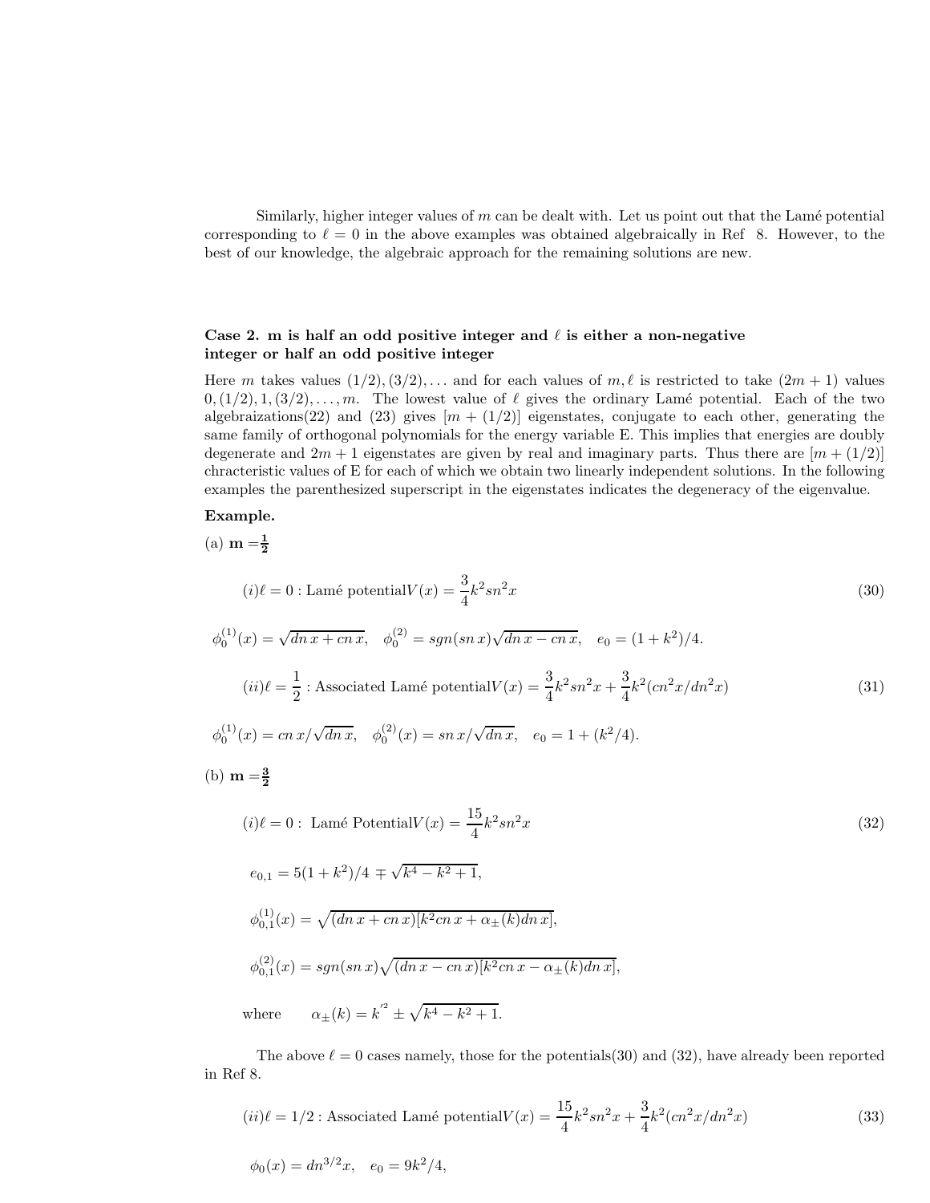Similarly, higher integer values of $m$ can be dealt with. Let us point out that the Lamé potential corresponding to $\ell = 0$ in the above examples was obtained algebraically in Ref 8. However, to the best of our knowledge, the algebraic approach for the remaining solutions are new.

### Case 2. m is half an odd positive integer and $\ell$ is either a non-negative integer or half an odd positive integer

Here $m$ takes values $(1/2), (3/2), \ldots$ and for each values of $m, \ell$ is restricted to take $(2m+1)$ values $0, (1/2), 1, (3/2), \ldots, m$. The lowest value of $\ell$ gives the ordinary Lamé potential. Each of the two algebraizations(22) and (23) gives $[m + (1/2)]$ eigenstates, conjugate to each other, generating the same family of orthogonal polynomials for the energy variable E. This implies that energies are doubly degenerate and $2m+1$ eigenstates are given by real and imaginary parts. Thus there are $[m + (1/2)]$ chracteristic values of E for each of which we obtain two linearly independent solutions. In the following examples the parenthesized superscript in the eigenstates indicates the degeneracy of the eigenvalue.

**Example.**

(a) $\mathbf{m = \frac{1}{2}}$

$$(i)\ell = 0 : \text{Lamé potential} V(x) = \frac{3}{4} k^2 sn^2 x \tag{30}$$

$$\phi_0^{(1)}(x) = \sqrt{dn\, x + cn\, x}, \quad \phi_0^{(2)} = sgn(sn\, x)\sqrt{dn\, x - cn\, x}, \quad e_0 = (1 + k^2)/4.$$

$$(ii)\ell = \frac{1}{2} : \text{Associated Lamé potential} V(x) = \frac{3}{4} k^2 sn^2 x + \frac{3}{4} k^2 (cn^2 x/dn^2 x) \tag{31}$$

$$\phi_0^{(1)}(x) = cn\, x/\sqrt{dn\, x}, \quad \phi_0^{(2)}(x) = sn\, x/\sqrt{dn\, x}, \quad e_0 = 1 + (k^2/4).$$

(b) $\mathbf{m = \frac{3}{2}}$

$$(i)\ell = 0 : \text{ Lamé Potential} V(x) = \frac{15}{4} k^2 sn^2 x \tag{32}$$

$$e_{0,1} = 5(1 + k^2)/4 \mp \sqrt{k^4 - k^2 + 1},$$

$$\phi_{0,1}^{(1)}(x) = \sqrt{(dn\, x + cn\, x)[k^2 cn\, x + \alpha_{\pm}(k) dn\, x]},$$

$$\phi_{0,1}^{(2)}(x) = sgn(sn\, x)\sqrt{(dn\, x - cn\, x)[k^2 cn\, x - \alpha_{\pm}(k) dn\, x]},$$

$$\text{where} \qquad \alpha_{\pm}(k) = k^{'2} \pm \sqrt{k^4 - k^2 + 1}.$$

The above $\ell = 0$ cases namely, those for the potentials(30) and (32), have already been reported in Ref 8.

$$(ii)\ell = 1/2 : \text{Associated Lamé potential} V(x) = \frac{15}{4} k^2 sn^2 x + \frac{3}{4} k^2 (cn^2 x/dn^2 x) \tag{33}$$

$$\phi_0(x) = dn^{3/2} x, \quad e_0 = 9k^2/4,$$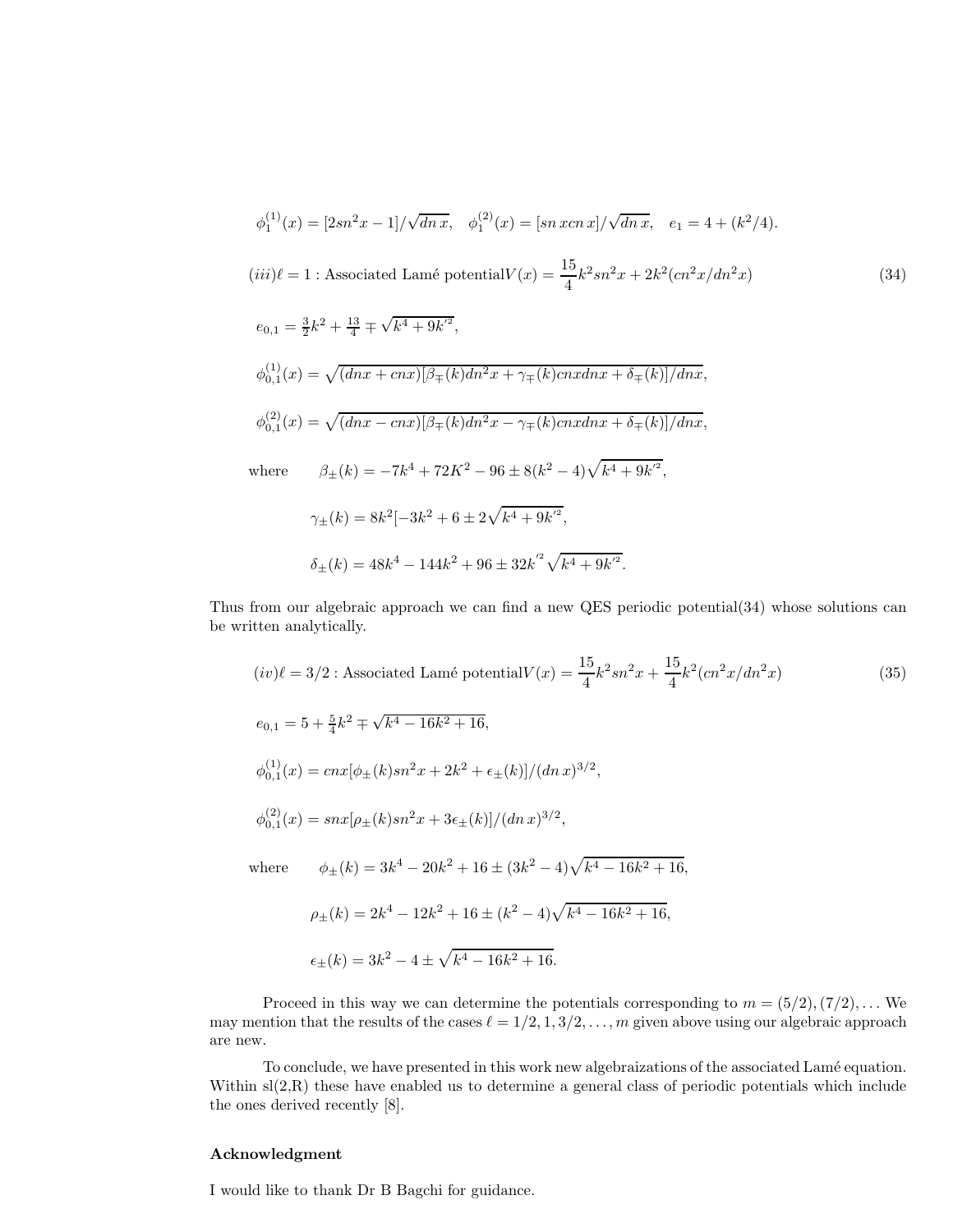$$\phi_1^{(1)}(x) = [2sn^2x - 1]/\sqrt{dn\,x}, \quad \phi_1^{(2)}(x) = [sn\,x cn\,x]/\sqrt{dn\,x}, \quad e_1 = 4 + (k^2/4).$$

$$(iii)\ell = 1 : \text{Associated Lamé potential} V(x) = \frac{15}{4}k^2 sn^2x + 2k^2(cn^2x/dn^2x) \tag{34}$$

$$e_{0,1} = \tfrac{3}{2}k^2 + \tfrac{13}{4} \mp \sqrt{k^4 + 9k'^2},$$

$$\phi_{0,1}^{(1)}(x) = \sqrt{(dnx + cnx)[\beta_\mp(k)dn^2x + \gamma_\mp(k)cnxdnx + \delta_\mp(k)]/dnx},$$

$$\phi_{0,1}^{(2)}(x) = \sqrt{(dnx - cnx)[\beta_\mp(k)dn^2x - \gamma_\mp(k)cnxdnx + \delta_\mp(k)]/dnx},$$

where
$$\beta_\pm(k) = -7k^4 + 72K^2 - 96 \pm 8(k^2 - 4)\sqrt{k^4 + 9k'^2},$$

$$\gamma_\pm(k) = 8k^2[-3k^2 + 6 \pm 2\sqrt{k^4 + 9k'^2},$$

$$\delta_\pm(k) = 48k^4 - 144k^2 + 96 \pm 32k'^2\sqrt{k^4 + 9k'^2}.$$

Thus from our algebraic approach we can find a new QES periodic potential(34) whose solutions can be written analytically.

$$(iv)\ell = 3/2 : \text{Associated Lamé potential} V(x) = \frac{15}{4}k^2 sn^2x + \frac{15}{4}k^2(cn^2x/dn^2x) \tag{35}$$

$$e_{0,1} = 5 + \tfrac{5}{4}k^2 \mp \sqrt{k^4 - 16k^2 + 16},$$

$$\phi_{0,1}^{(1)}(x) = cnx[\phi_\pm(k)sn^2x + 2k^2 + \epsilon_\pm(k)]/(dn\,x)^{3/2},$$

$$\phi_{0,1}^{(2)}(x) = snx[\rho_\pm(k)sn^2x + 3\epsilon_\pm(k)]/(dn\,x)^{3/2},$$

where
$$\phi_\pm(k) = 3k^4 - 20k^2 + 16 \pm (3k^2 - 4)\sqrt{k^4 - 16k^2 + 16},$$

$$\rho_\pm(k) = 2k^4 - 12k^2 + 16 \pm (k^2 - 4)\sqrt{k^4 - 16k^2 + 16},$$

$$\epsilon_\pm(k) = 3k^2 - 4 \pm \sqrt{k^4 - 16k^2 + 16}.$$

Proceed in this way we can determine the potentials corresponding to $m = (5/2), (7/2), \ldots$ We may mention that the results of the cases $\ell = 1/2, 1, 3/2, \ldots, m$ given above using our algebraic approach are new.

To conclude, we have presented in this work new algebraizations of the associated Lamé equation. Within sl(2,R) these have enabled us to determine a general class of periodic potentials which include the ones derived recently [8].

## Acknowledgment

I would like to thank Dr B Bagchi for guidance.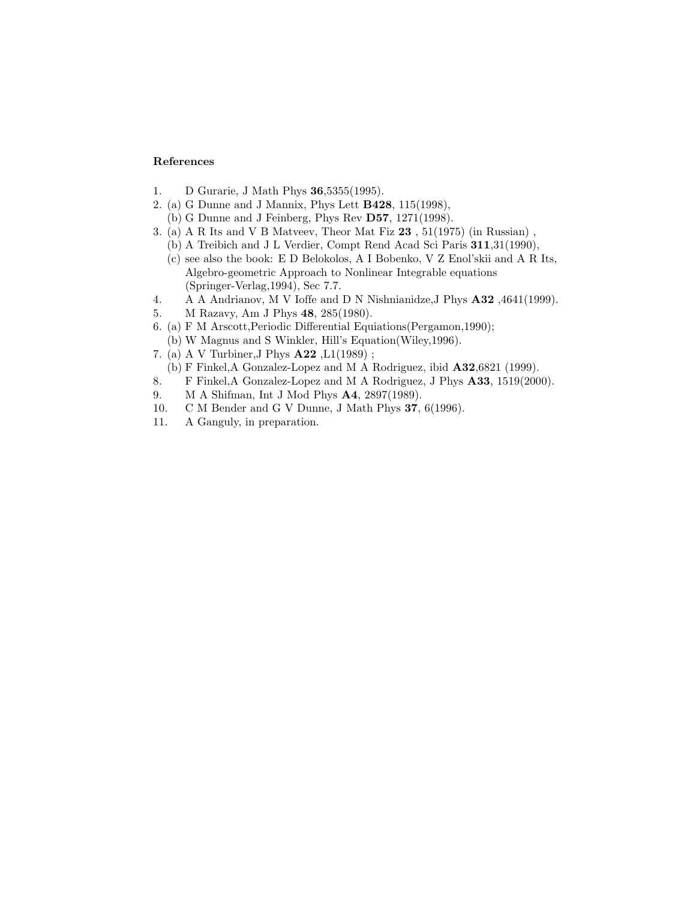#### References

1. D Gurarie, J Math Phys **36**,5355(1995).
2. (a) G Dunne and J Mannix, Phys Lett **B428**, 115(1998),
   (b) G Dunne and J Feinberg, Phys Rev **D57**, 1271(1998).
3. (a) A R Its and V B Matveev, Theor Mat Fiz **23** , 51(1975) (in Russian) ,
   (b) A Treibich and J L Verdier, Compt Rend Acad Sci Paris **311**,31(1990),
   (c) see also the book: E D Belokolos, A I Bobenko, V Z Enol'skii and A R Its, Algebro-geometric Approach to Nonlinear Integrable equations (Springer-Verlag,1994), Sec 7.7.
4. A A Andrianov, M V Ioffe and D N Nishnianidze,J Phys **A32** ,4641(1999).
5. M Razavy, Am J Phys **48**, 285(1980).
6. (a) F M Arscott,Periodic Differential Equiations(Pergamon,1990);
   (b) W Magnus and S Winkler, Hill's Equation(Wiley,1996).
7. (a) A V Turbiner,J Phys **A22** ,L1(1989) ;
   (b) F Finkel,A Gonzalez-Lopez and M A Rodriguez, ibid **A32**,6821 (1999).
8. F Finkel,A Gonzalez-Lopez and M A Rodriguez, J Phys **A33**, 1519(2000).
9. M A Shifman, Int J Mod Phys **A4**, 2897(1989).
10. C M Bender and G V Dunne, J Math Phys **37**, 6(1996).
11. A Ganguly, in preparation.